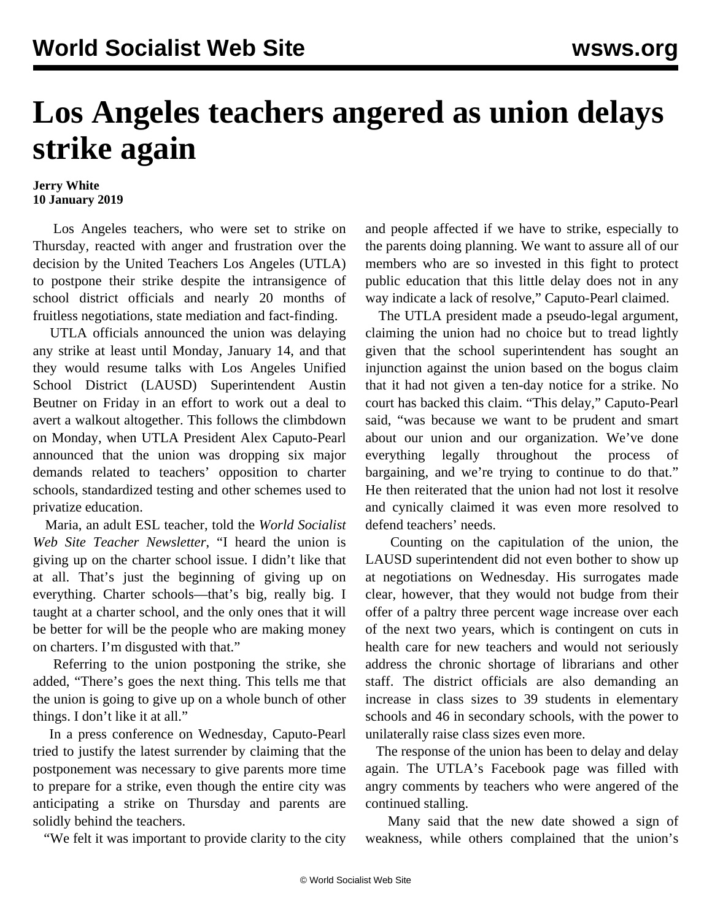# Los Angeles teachers angered as union delays strike again

**Jerry White**
**10 January 2019**

Los Angeles teachers, who were set to strike on Thursday, reacted with anger and frustration over the decision by the United Teachers Los Angeles (UTLA) to postpone their strike despite the intransigence of school district officials and nearly 20 months of fruitless negotiations, state mediation and fact-finding.

UTLA officials announced the union was delaying any strike at least until Monday, January 14, and that they would resume talks with Los Angeles Unified School District (LAUSD) Superintendent Austin Beutner on Friday in an effort to work out a deal to avert a walkout altogether. This follows the climbdown on Monday, when UTLA President Alex Caputo-Pearl announced that the union was dropping six major demands related to teachers' opposition to charter schools, standardized testing and other schemes used to privatize education.

Maria, an adult ESL teacher, told the *World Socialist Web Site Teacher Newsletter*, "I heard the union is giving up on the charter school issue. I didn't like that at all. That's just the beginning of giving up on everything. Charter schools—that's big, really big. I taught at a charter school, and the only ones that it will be better for will be the people who are making money on charters. I'm disgusted with that."

Referring to the union postponing the strike, she added, "There's goes the next thing. This tells me that the union is going to give up on a whole bunch of other things. I don't like it at all."

In a press conference on Wednesday, Caputo-Pearl tried to justify the latest surrender by claiming that the postponement was necessary to give parents more time to prepare for a strike, even though the entire city was anticipating a strike on Thursday and parents are solidly behind the teachers.

"We felt it was important to provide clarity to the city and people affected if we have to strike, especially to the parents doing planning. We want to assure all of our members who are so invested in this fight to protect public education that this little delay does not in any way indicate a lack of resolve," Caputo-Pearl claimed.

The UTLA president made a pseudo-legal argument, claiming the union had no choice but to tread lightly given that the school superintendent has sought an injunction against the union based on the bogus claim that it had not given a ten-day notice for a strike. No court has backed this claim. "This delay," Caputo-Pearl said, "was because we want to be prudent and smart about our union and our organization. We've done everything legally throughout the process of bargaining, and we're trying to continue to do that." He then reiterated that the union had not lost it resolve and cynically claimed it was even more resolved to defend teachers' needs.

Counting on the capitulation of the union, the LAUSD superintendent did not even bother to show up at negotiations on Wednesday. His surrogates made clear, however, that they would not budge from their offer of a paltry three percent wage increase over each of the next two years, which is contingent on cuts in health care for new teachers and would not seriously address the chronic shortage of librarians and other staff. The district officials are also demanding an increase in class sizes to 39 students in elementary schools and 46 in secondary schools, with the power to unilaterally raise class sizes even more.

The response of the union has been to delay and delay again. The UTLA's Facebook page was filled with angry comments by teachers who were angered of the continued stalling.

Many said that the new date showed a sign of weakness, while others complained that the union's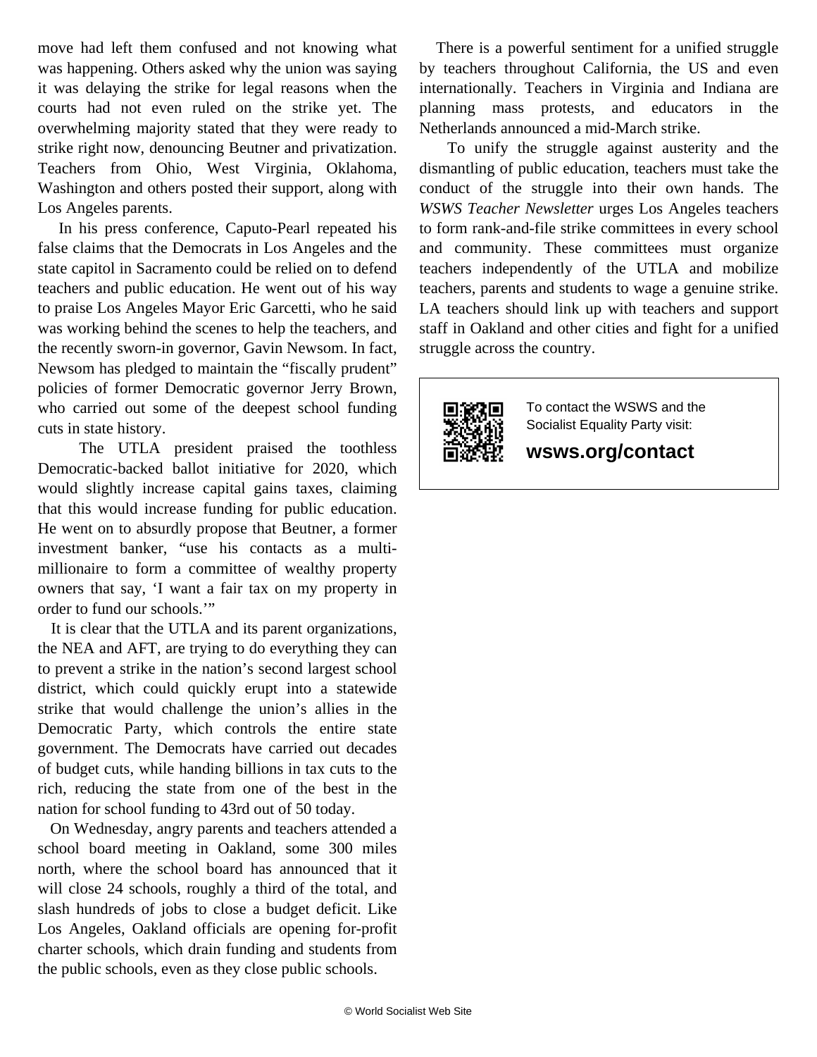move had left them confused and not knowing what was happening. Others asked why the union was saying it was delaying the strike for legal reasons when the courts had not even ruled on the strike yet. The overwhelming majority stated that they were ready to strike right now, denouncing Beutner and privatization. Teachers from Ohio, West Virginia, Oklahoma, Washington and others posted their support, along with Los Angeles parents.

In his press conference, Caputo-Pearl repeated his false claims that the Democrats in Los Angeles and the state capitol in Sacramento could be relied on to defend teachers and public education. He went out of his way to praise Los Angeles Mayor Eric Garcetti, who he said was working behind the scenes to help the teachers, and the recently sworn-in governor, Gavin Newsom. In fact, Newsom has pledged to maintain the "fiscally prudent" policies of former Democratic governor Jerry Brown, who carried out some of the deepest school funding cuts in state history.

The UTLA president praised the toothless Democratic-backed ballot initiative for 2020, which would slightly increase capital gains taxes, claiming that this would increase funding for public education. He went on to absurdly propose that Beutner, a former investment banker, "use his contacts as a multi-millionaire to form a committee of wealthy property owners that say, 'I want a fair tax on my property in order to fund our schools.'"

It is clear that the UTLA and its parent organizations, the NEA and AFT, are trying to do everything they can to prevent a strike in the nation's second largest school district, which could quickly erupt into a statewide strike that would challenge the union's allies in the Democratic Party, which controls the entire state government. The Democrats have carried out decades of budget cuts, while handing billions in tax cuts to the rich, reducing the state from one of the best in the nation for school funding to 43rd out of 50 today.

On Wednesday, angry parents and teachers attended a school board meeting in Oakland, some 300 miles north, where the school board has announced that it will close 24 schools, roughly a third of the total, and slash hundreds of jobs to close a budget deficit. Like Los Angeles, Oakland officials are opening for-profit charter schools, which drain funding and students from the public schools, even as they close public schools.

There is a powerful sentiment for a unified struggle by teachers throughout California, the US and even internationally. Teachers in Virginia and Indiana are planning mass protests, and educators in the Netherlands announced a mid-March strike.

To unify the struggle against austerity and the dismantling of public education, teachers must take the conduct of the struggle into their own hands. The *WSWS Teacher Newsletter* urges Los Angeles teachers to form rank-and-file strike committees in every school and community. These committees must organize teachers independently of the UTLA and mobilize teachers, parents and students to wage a genuine strike. LA teachers should link up with teachers and support staff in Oakland and other cities and fight for a unified struggle across the country.

To contact the WSWS and the Socialist Equality Party visit:

**wsws.org/contact**